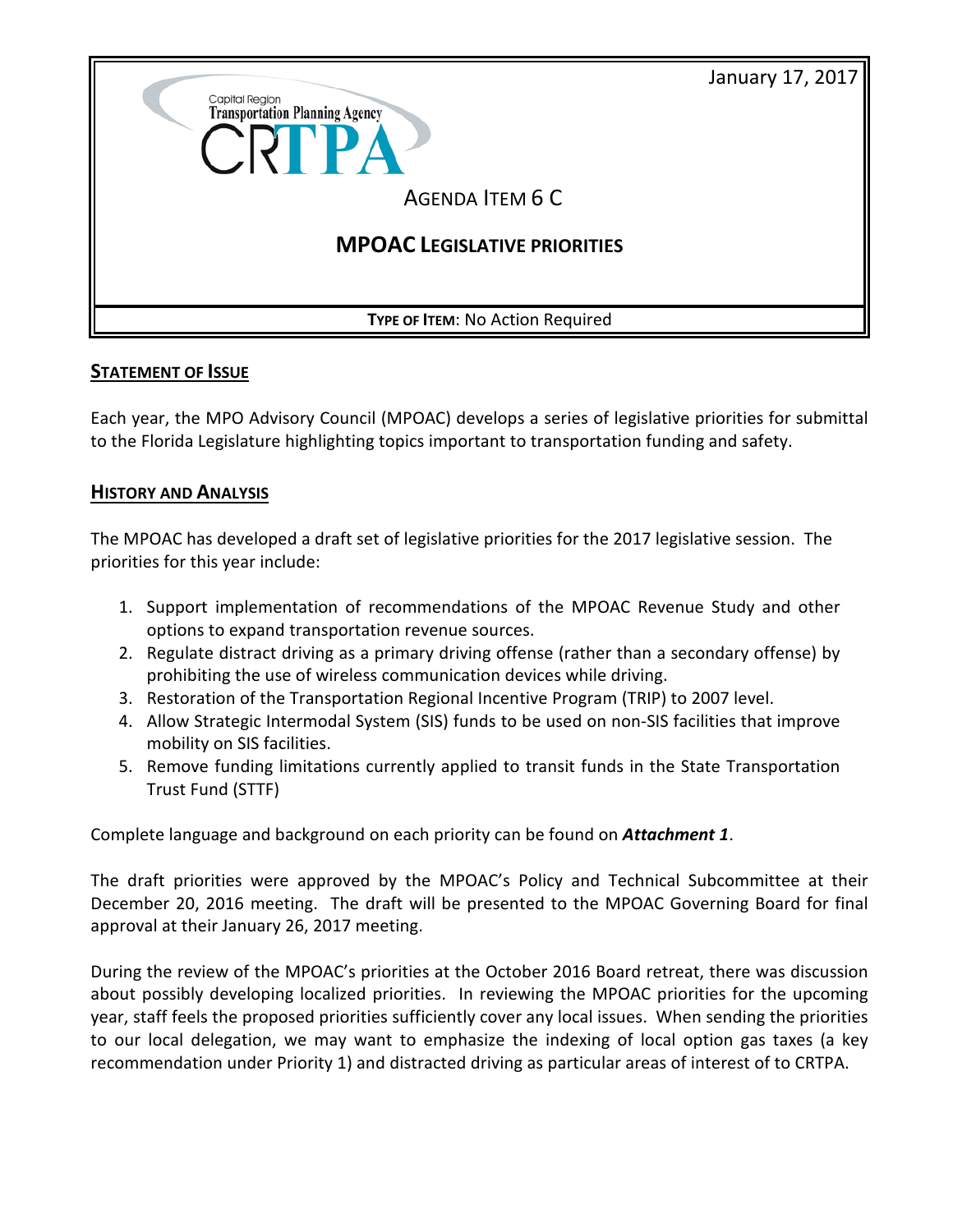January 17, 2017

Capital Region
Transportation Planning Agency
CRTPA

# AGENDA ITEM 6 C

## MPOAC LEGISLATIVE PRIORITIES

**TYPE OF ITEM**: No Action Required

### STATEMENT OF ISSUE

Each year, the MPO Advisory Council (MPOAC) develops a series of legislative priorities for submittal to the Florida Legislature highlighting topics important to transportation funding and safety.

### HISTORY AND ANALYSIS

The MPOAC has developed a draft set of legislative priorities for the 2017 legislative session. The priorities for this year include:

1. Support implementation of recommendations of the MPOAC Revenue Study and other options to expand transportation revenue sources.
2. Regulate distract driving as a primary driving offense (rather than a secondary offense) by prohibiting the use of wireless communication devices while driving.
3. Restoration of the Transportation Regional Incentive Program (TRIP) to 2007 level.
4. Allow Strategic Intermodal System (SIS) funds to be used on non-SIS facilities that improve mobility on SIS facilities.
5. Remove funding limitations currently applied to transit funds in the State Transportation Trust Fund (STTF)

Complete language and background on each priority can be found on ***Attachment 1***.

The draft priorities were approved by the MPOAC's Policy and Technical Subcommittee at their December 20, 2016 meeting. The draft will be presented to the MPOAC Governing Board for final approval at their January 26, 2017 meeting.

During the review of the MPOAC's priorities at the October 2016 Board retreat, there was discussion about possibly developing localized priorities. In reviewing the MPOAC priorities for the upcoming year, staff feels the proposed priorities sufficiently cover any local issues. When sending the priorities to our local delegation, we may want to emphasize the indexing of local option gas taxes (a key recommendation under Priority 1) and distracted driving as particular areas of interest of to CRTPA.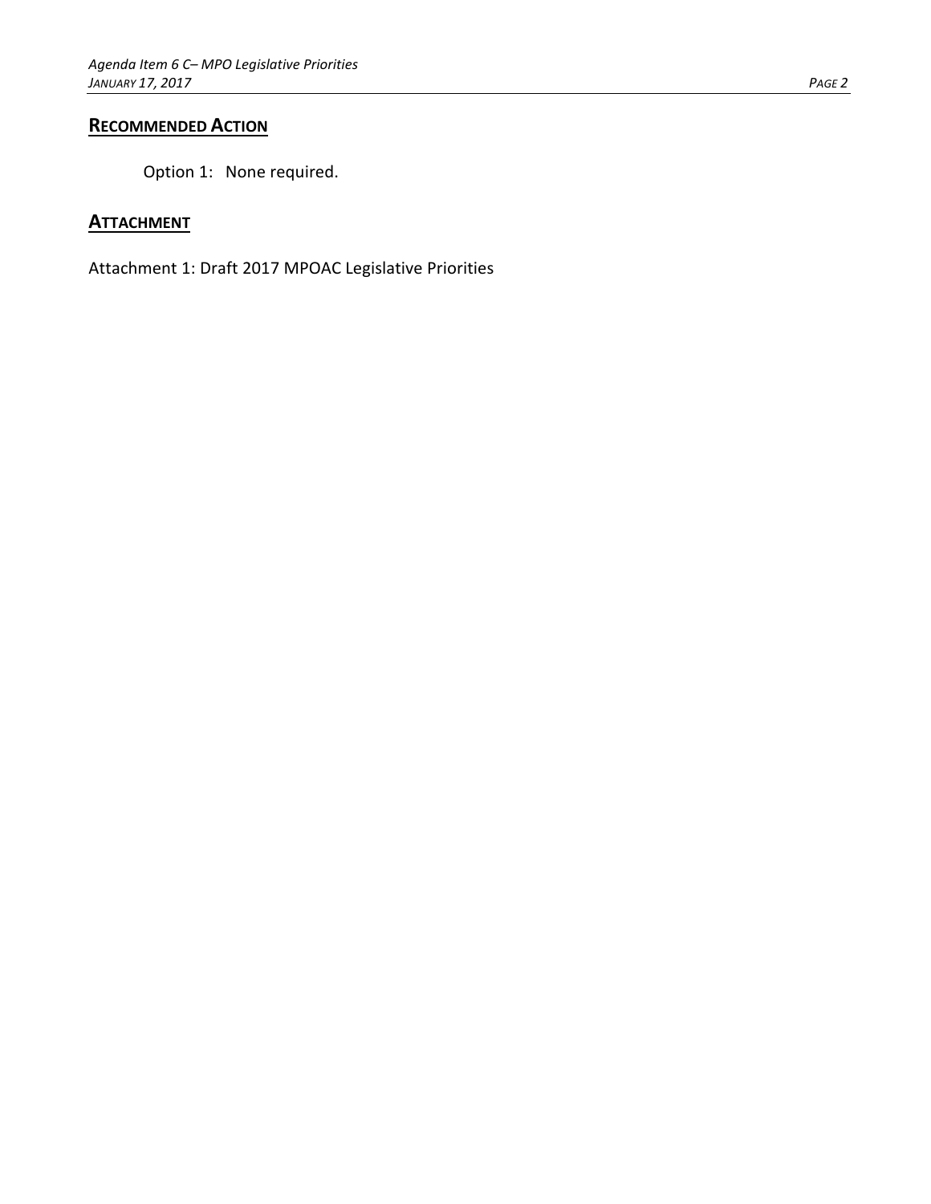## **RECOMMENDED ACTION**

Option 1: None required.

## **ATTACHMENT**

Attachment 1: Draft 2017 MPOAC Legislative Priorities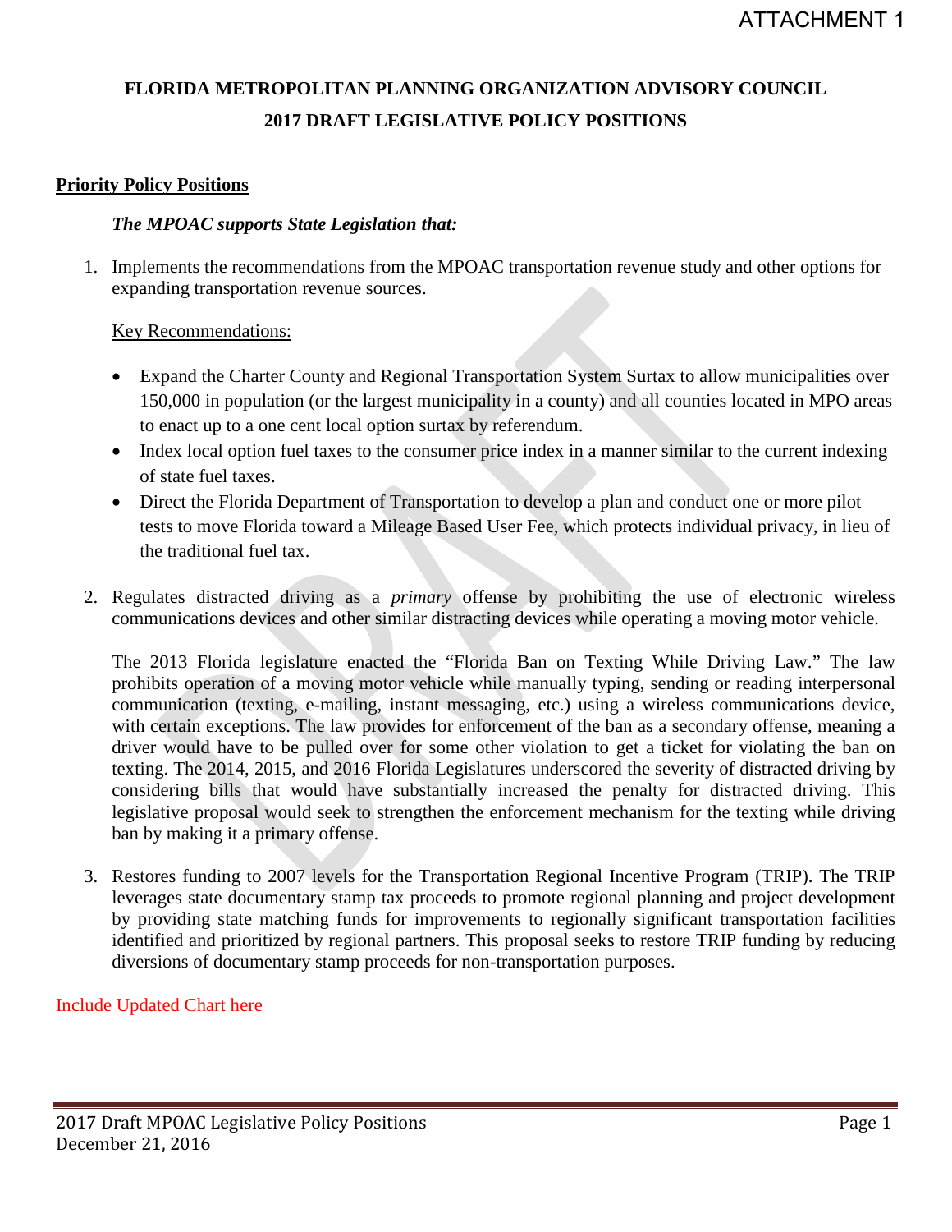ATTACHMENT 1

# FLORIDA METROPOLITAN PLANNING ORGANIZATION ADVISORY COUNCIL
# 2017 DRAFT LEGISLATIVE POLICY POSITIONS

## Priority Policy Positions

***The MPOAC supports State Legislation that:***

1. Implements the recommendations from the MPOAC transportation revenue study and other options for expanding transportation revenue sources.

   Key Recommendations:

   - Expand the Charter County and Regional Transportation System Surtax to allow municipalities over 150,000 in population (or the largest municipality in a county) and all counties located in MPO areas to enact up to a one cent local option surtax by referendum.
   - Index local option fuel taxes to the consumer price index in a manner similar to the current indexing of state fuel taxes.
   - Direct the Florida Department of Transportation to develop a plan and conduct one or more pilot tests to move Florida toward a Mileage Based User Fee, which protects individual privacy, in lieu of the traditional fuel tax.

2. Regulates distracted driving as a *primary* offense by prohibiting the use of electronic wireless communications devices and other similar distracting devices while operating a moving motor vehicle.

   The 2013 Florida legislature enacted the "Florida Ban on Texting While Driving Law." The law prohibits operation of a moving motor vehicle while manually typing, sending or reading interpersonal communication (texting, e-mailing, instant messaging, etc.) using a wireless communications device, with certain exceptions. The law provides for enforcement of the ban as a secondary offense, meaning a driver would have to be pulled over for some other violation to get a ticket for violating the ban on texting. The 2014, 2015, and 2016 Florida Legislatures underscored the severity of distracted driving by considering bills that would have substantially increased the penalty for distracted driving. This legislative proposal would seek to strengthen the enforcement mechanism for the texting while driving ban by making it a primary offense.

3. Restores funding to 2007 levels for the Transportation Regional Incentive Program (TRIP). The TRIP leverages state documentary stamp tax proceeds to promote regional planning and project development by providing state matching funds for improvements to regionally significant transportation facilities identified and prioritized by regional partners. This proposal seeks to restore TRIP funding by reducing diversions of documentary stamp proceeds for non-transportation purposes.

Include Updated Chart here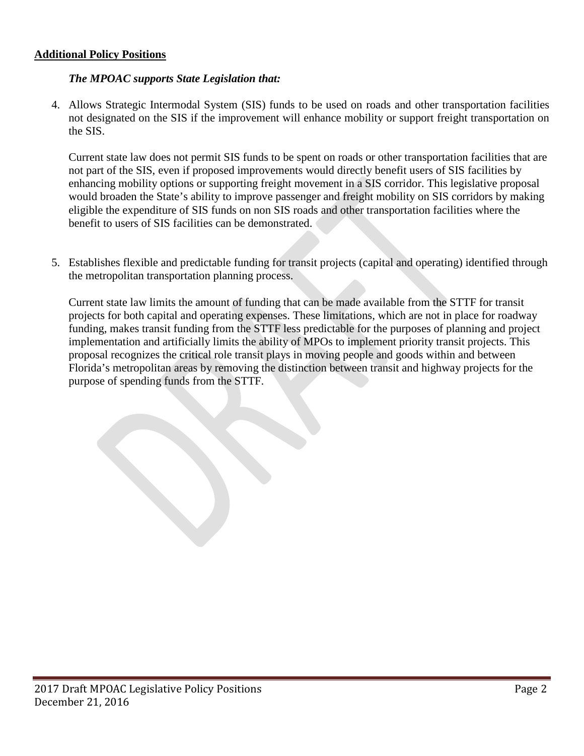**Additional Policy Positions**

***The MPOAC supports State Legislation that:***

4. Allows Strategic Intermodal System (SIS) funds to be used on roads and other transportation facilities not designated on the SIS if the improvement will enhance mobility or support freight transportation on the SIS.

   Current state law does not permit SIS funds to be spent on roads or other transportation facilities that are not part of the SIS, even if proposed improvements would directly benefit users of SIS facilities by enhancing mobility options or supporting freight movement in a SIS corridor. This legislative proposal would broaden the State's ability to improve passenger and freight mobility on SIS corridors by making eligible the expenditure of SIS funds on non SIS roads and other transportation facilities where the benefit to users of SIS facilities can be demonstrated.

5. Establishes flexible and predictable funding for transit projects (capital and operating) identified through the metropolitan transportation planning process.

   Current state law limits the amount of funding that can be made available from the STTF for transit projects for both capital and operating expenses. These limitations, which are not in place for roadway funding, makes transit funding from the STTF less predictable for the purposes of planning and project implementation and artificially limits the ability of MPOs to implement priority transit projects. This proposal recognizes the critical role transit plays in moving people and goods within and between Florida's metropolitan areas by removing the distinction between transit and highway projects for the purpose of spending funds from the STTF.